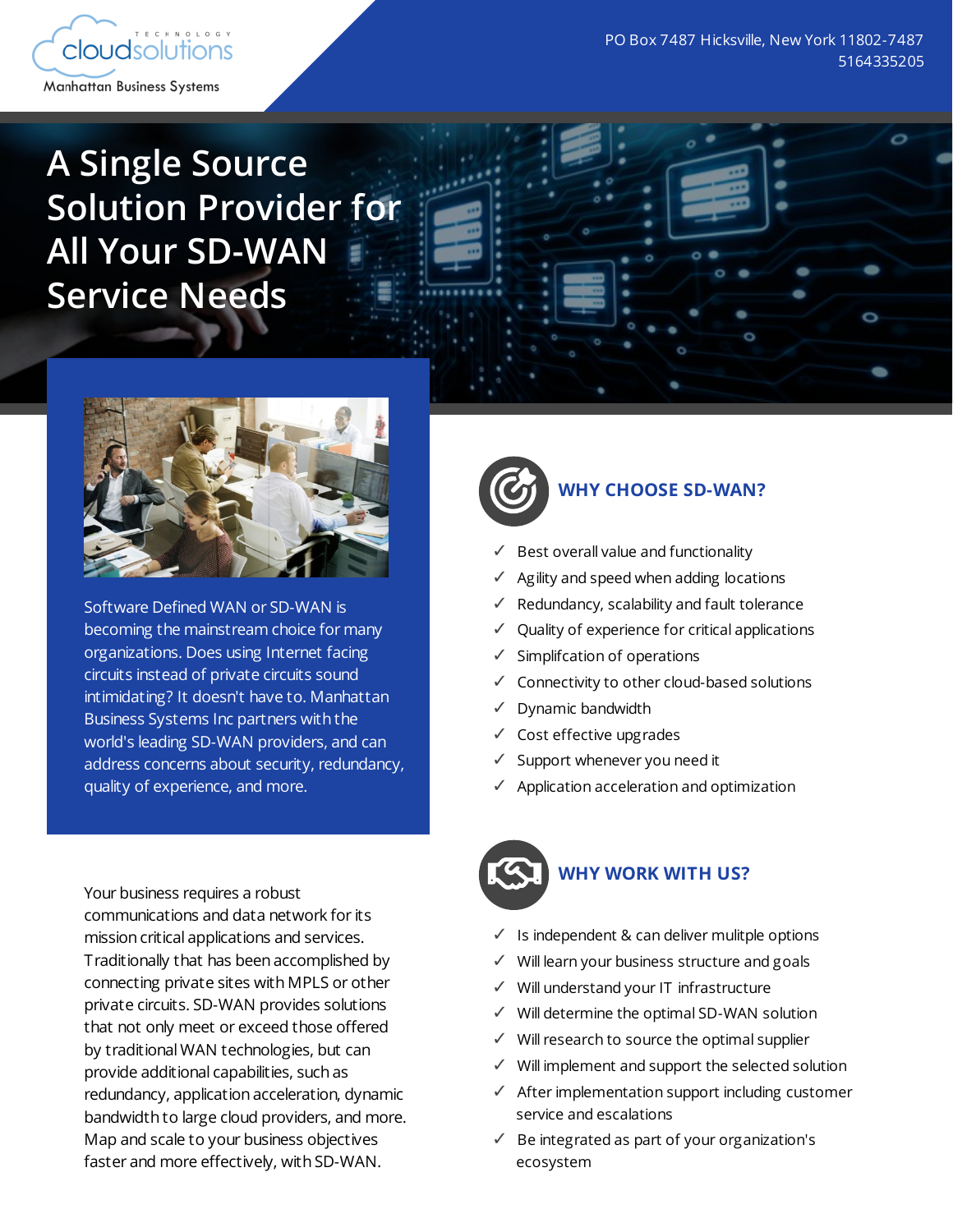cloudsolutions TECHNOLOGY

Manhattan Business Systems

PO Box 7487 Hicksville, New York 11802-7487
5164335205

# A Single Source Solution Provider for All Your SD-WAN Service Needs

Software Defined WAN or SD-WAN is becoming the mainstream choice for many organizations. Does using Internet facing circuits instead of private circuits sound intimidating? It doesn't have to. Manhattan Business Systems Inc partners with the world's leading SD-WAN providers, and can address concerns about security, redundancy, quality of experience, and more.

Your business requires a robust communications and data network for its mission critical applications and services. Traditionally that has been accomplished by connecting private sites with MPLS or other private circuits. SD-WAN provides solutions that not only meet or exceed those offered by traditional WAN technologies, but can provide additional capabilities, such as redundancy, application acceleration, dynamic bandwidth to large cloud providers, and more. Map and scale to your business objectives faster and more effectively, with SD-WAN.

## WHY CHOOSE SD-WAN?

- ✓ Best overall value and functionality
- ✓ Agility and speed when adding locations
- ✓ Redundancy, scalability and fault tolerance
- ✓ Quality of experience for critical applications
- ✓ Simplifcation of operations
- ✓ Connectivity to other cloud-based solutions
- ✓ Dynamic bandwidth
- ✓ Cost effective upgrades
- ✓ Support whenever you need it
- ✓ Application acceleration and optimization

## WHY WORK WITH US?

- ✓ Is independent & can deliver mulitple options
- ✓ Will learn your business structure and goals
- ✓ Will understand your IT infrastructure
- ✓ Will determine the optimal SD-WAN solution
- ✓ Will research to source the optimal supplier
- ✓ Will implement and support the selected solution
- ✓ After implementation support including customer service and escalations
- ✓ Be integrated as part of your organization's ecosystem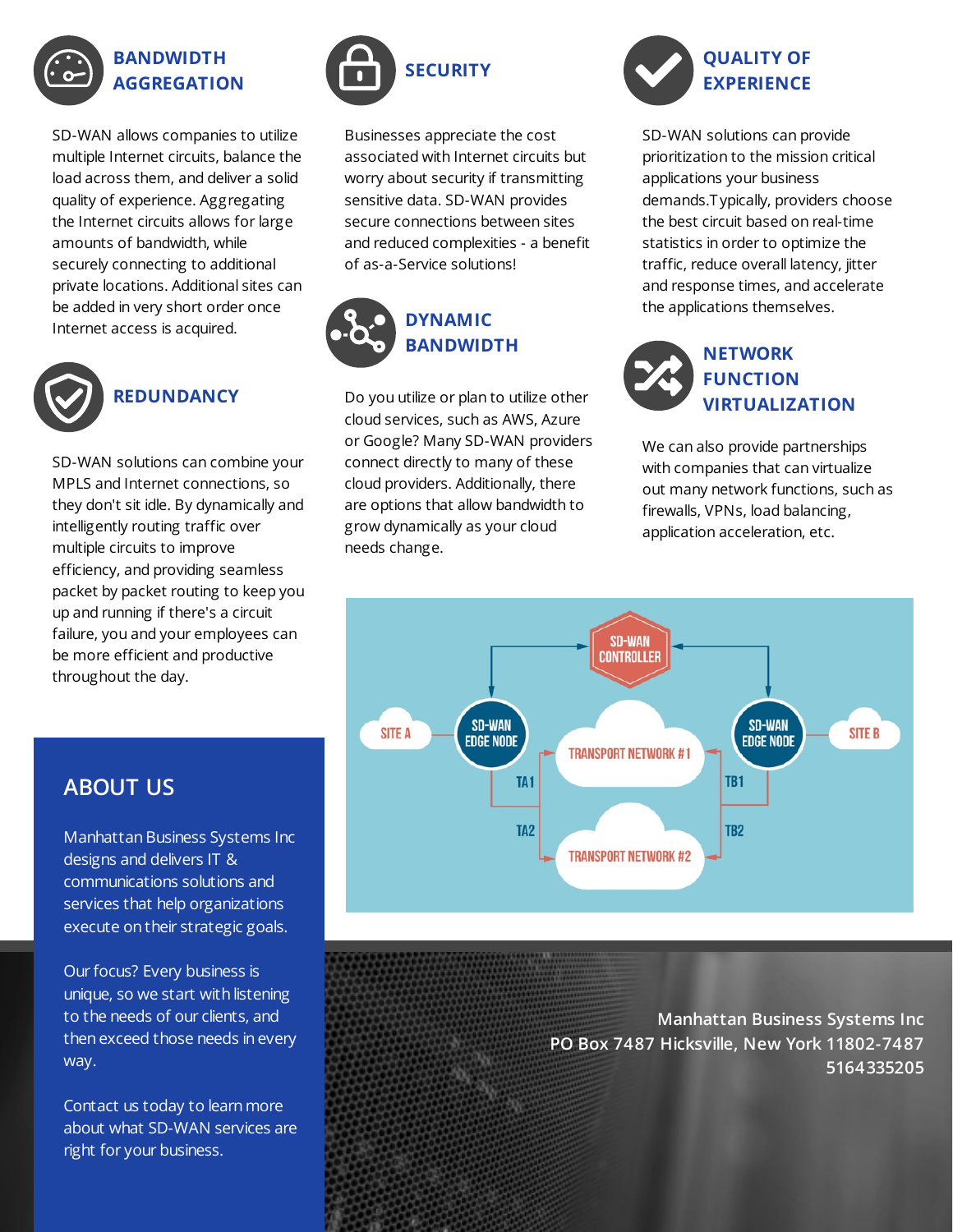## BANDWIDTH AGGREGATION

SD-WAN allows companies to utilize multiple Internet circuits, balance the load across them, and deliver a solid quality of experience. Aggregating the Internet circuits allows for large amounts of bandwidth, while securely connecting to additional private locations. Additional sites can be added in very short order once Internet access is acquired.

## REDUNDANCY

SD-WAN solutions can combine your MPLS and Internet connections, so they don't sit idle. By dynamically and intelligently routing traffic over multiple circuits to improve efficiency, and providing seamless packet by packet routing to keep you up and running if there's a circuit failure, you and your employees can be more efficient and productive throughout the day.

## SECURITY

Businesses appreciate the cost associated with Internet circuits but worry about security if transmitting sensitive data. SD-WAN provides secure connections between sites and reduced complexities - a benefit of as-a-Service solutions!

## DYNAMIC BANDWIDTH

Do you utilize or plan to utilize other cloud services, such as AWS, Azure or Google? Many SD-WAN providers connect directly to many of these cloud providers. Additionally, there are options that allow bandwidth to grow dynamically as your cloud needs change.

## QUALITY OF EXPERIENCE

SD-WAN solutions can provide prioritization to the mission critical applications your business demands.Typically, providers choose the best circuit based on real-time statistics in order to optimize the traffic, reduce overall latency, jitter and response times, and accelerate the applications themselves.

## NETWORK FUNCTION VIRTUALIZATION

We can also provide partnerships with companies that can virtualize out many network functions, such as firewalls, VPNs, load balancing, application acceleration, etc.

SD-WAN CONTROLLER
SITE A
SD-WAN EDGE NODE
TRANSPORT NETWORK #1
SD-WAN EDGE NODE
SITE B
TA1
TB1
TA2
TB2
TRANSPORT NETWORK #2

## ABOUT US

Manhattan Business Systems Inc designs and delivers IT & communications solutions and services that help organizations execute on their strategic goals.

Our focus? Every business is unique, so we start with listening to the needs of our clients, and then exceed those needs in every way.

Contact us today to learn more about what SD-WAN services are right for your business.

Manhattan Business Systems Inc
PO Box 7487 Hicksville, New York 11802-7487
5164335205